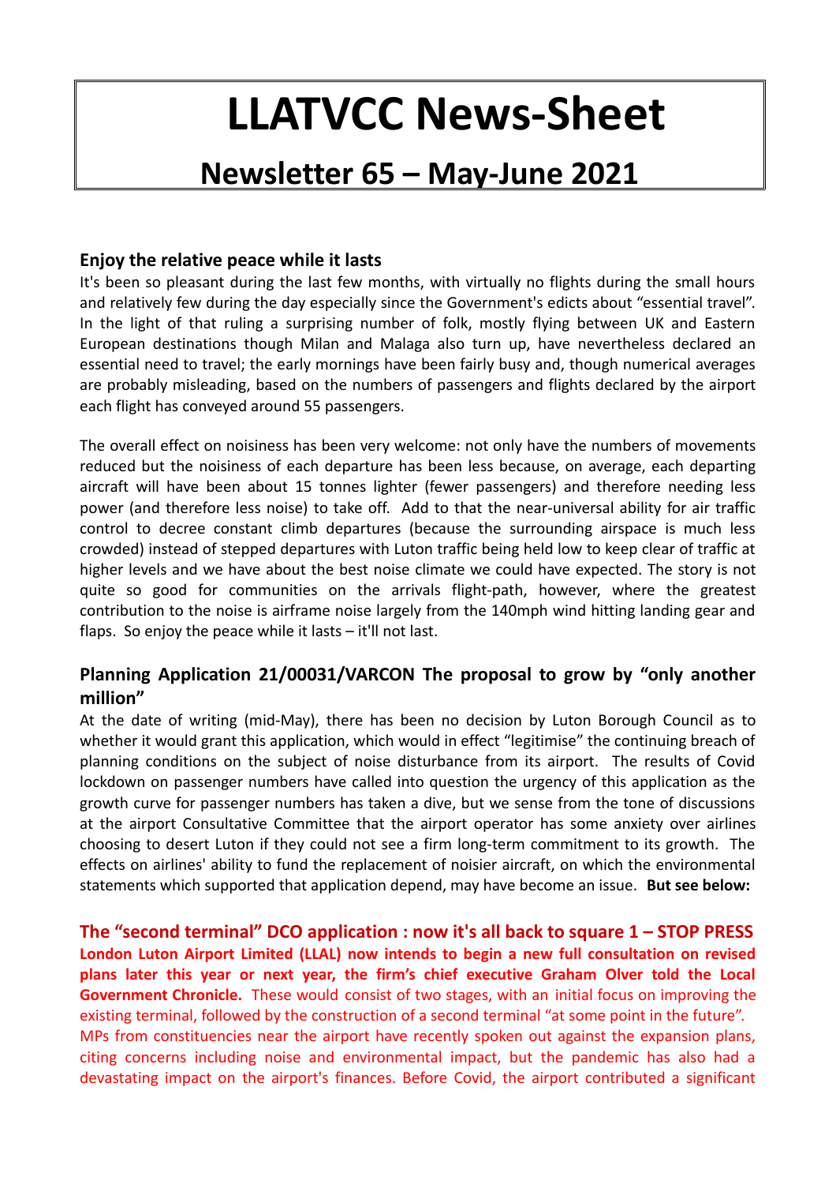# LLATVCC News-Sheet

## Newsletter 65 – May-June 2021

### Enjoy the relative peace while it lasts

It's been so pleasant during the last few months, with virtually no flights during the small hours and relatively few during the day especially since the Government's edicts about "essential travel". In the light of that ruling a surprising number of folk, mostly flying between UK and Eastern European destinations though Milan and Malaga also turn up, have nevertheless declared an essential need to travel; the early mornings have been fairly busy and, though numerical averages are probably misleading, based on the numbers of passengers and flights declared by the airport each flight has conveyed around 55 passengers.

The overall effect on noisiness has been very welcome: not only have the numbers of movements reduced but the noisiness of each departure has been less because, on average, each departing aircraft will have been about 15 tonnes lighter (fewer passengers) and therefore needing less power (and therefore less noise) to take off. Add to that the near-universal ability for air traffic control to decree constant climb departures (because the surrounding airspace is much less crowded) instead of stepped departures with Luton traffic being held low to keep clear of traffic at higher levels and we have about the best noise climate we could have expected. The story is not quite so good for communities on the arrivals flight-path, however, where the greatest contribution to the noise is airframe noise largely from the 140mph wind hitting landing gear and flaps. So enjoy the peace while it lasts – it'll not last.

### Planning Application 21/00031/VARCON The proposal to grow by "only another million"

At the date of writing (mid-May), there has been no decision by Luton Borough Council as to whether it would grant this application, which would in effect "legitimise" the continuing breach of planning conditions on the subject of noise disturbance from its airport. The results of Covid lockdown on passenger numbers have called into question the urgency of this application as the growth curve for passenger numbers has taken a dive, but we sense from the tone of discussions at the airport Consultative Committee that the airport operator has some anxiety over airlines choosing to desert Luton if they could not see a firm long-term commitment to its growth. The effects on airlines' ability to fund the replacement of noisier aircraft, on which the environmental statements which supported that application depend, may have become an issue. **But see below:**

### The "second terminal" DCO application : now it's all back to square 1 – STOP PRESS

**London Luton Airport Limited (LLAL) now intends to begin a new full consultation on revised plans later this year or next year, the firm's chief executive Graham Olver told the Local Government Chronicle.** These would consist of two stages, with an initial focus on improving the existing terminal, followed by the construction of a second terminal "at some point in the future".

MPs from constituencies near the airport have recently spoken out against the expansion plans, citing concerns including noise and environmental impact, but the pandemic has also had a devastating impact on the airport's finances. Before Covid, the airport contributed a significant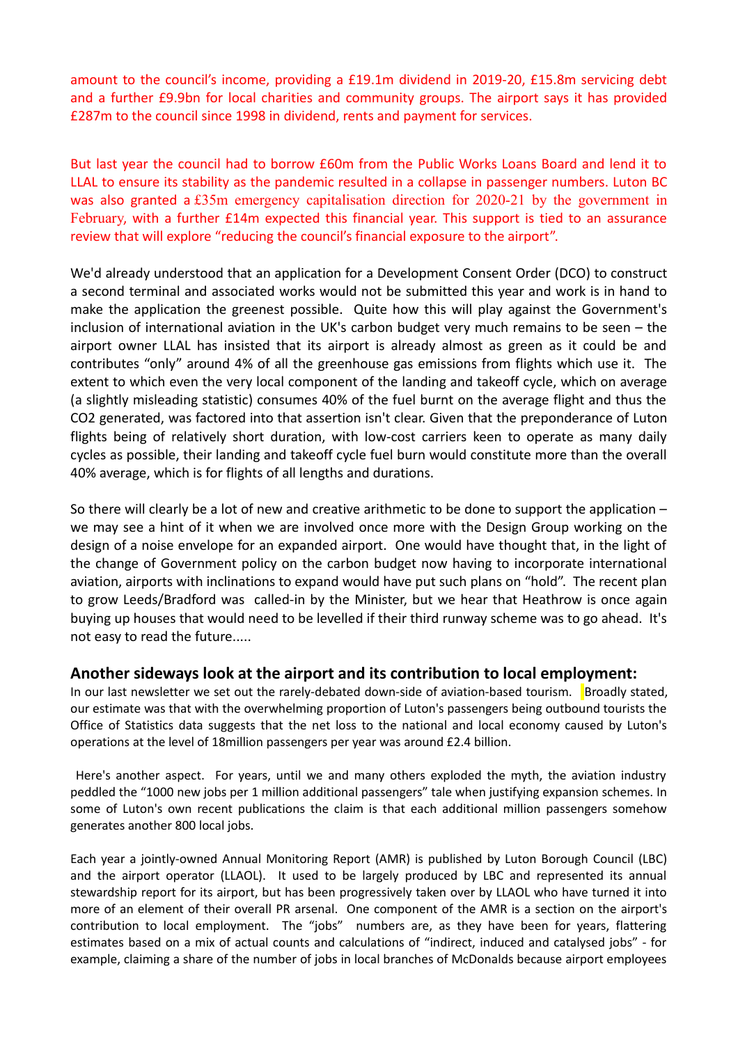amount to the council's income, providing a £19.1m dividend in 2019-20, £15.8m servicing debt and a further £9.9bn for local charities and community groups. The airport says it has provided £287m to the council since 1998 in dividend, rents and payment for services.

But last year the council had to borrow £60m from the Public Works Loans Board and lend it to LLAL to ensure its stability as the pandemic resulted in a collapse in passenger numbers. Luton BC was also granted a £35m emergency capitalisation direction for 2020-21 by the government in February, with a further £14m expected this financial year. This support is tied to an assurance review that will explore "reducing the council's financial exposure to the airport".

We'd already understood that an application for a Development Consent Order (DCO) to construct a second terminal and associated works would not be submitted this year and work is in hand to make the application the greenest possible. Quite how this will play against the Government's inclusion of international aviation in the UK's carbon budget very much remains to be seen – the airport owner LLAL has insisted that its airport is already almost as green as it could be and contributes "only" around 4% of all the greenhouse gas emissions from flights which use it. The extent to which even the very local component of the landing and takeoff cycle, which on average (a slightly misleading statistic) consumes 40% of the fuel burnt on the average flight and thus the $CO_2$ generated, was factored into that assertion isn't clear. Given that the preponderance of Luton flights being of relatively short duration, with low-cost carriers keen to operate as many daily cycles as possible, their landing and takeoff cycle fuel burn would constitute more than the overall 40% average, which is for flights of all lengths and durations.

So there will clearly be a lot of new and creative arithmetic to be done to support the application – we may see a hint of it when we are involved once more with the Design Group working on the design of a noise envelope for an expanded airport. One would have thought that, in the light of the change of Government policy on the carbon budget now having to incorporate international aviation, airports with inclinations to expand would have put such plans on "hold". The recent plan to grow Leeds/Bradford was called-in by the Minister, but we hear that Heathrow is once again buying up houses that would need to be levelled if their third runway scheme was to go ahead. It's not easy to read the future.....

## Another sideways look at the airport and its contribution to local employment:

In our last newsletter we set out the rarely-debated down-side of aviation-based tourism. Broadly stated, our estimate was that with the overwhelming proportion of Luton's passengers being outbound tourists the Office of Statistics data suggests that the net loss to the national and local economy caused by Luton's operations at the level of 18million passengers per year was around £2.4 billion.

Here's another aspect. For years, until we and many others exploded the myth, the aviation industry peddled the "1000 new jobs per 1 million additional passengers" tale when justifying expansion schemes. In some of Luton's own recent publications the claim is that each additional million passengers somehow generates another 800 local jobs.

Each year a jointly-owned Annual Monitoring Report (AMR) is published by Luton Borough Council (LBC) and the airport operator (LLAOL). It used to be largely produced by LBC and represented its annual stewardship report for its airport, but has been progressively taken over by LLAOL who have turned it into more of an element of their overall PR arsenal. One component of the AMR is a section on the airport's contribution to local employment. The "jobs" numbers are, as they have been for years, flattering estimates based on a mix of actual counts and calculations of "indirect, induced and catalysed jobs" - for example, claiming a share of the number of jobs in local branches of McDonalds because airport employees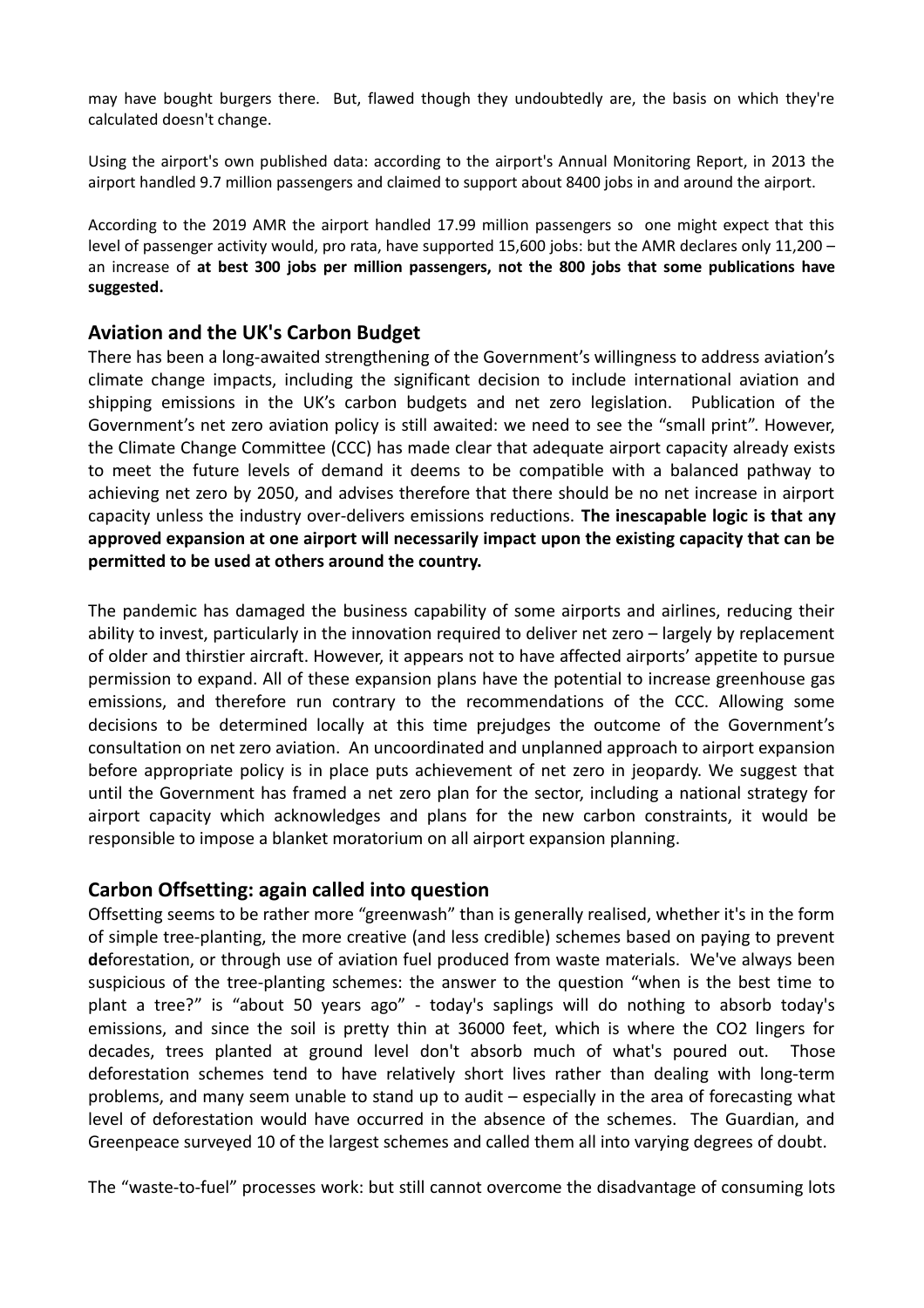may have bought burgers there. But, flawed though they undoubtedly are, the basis on which they're calculated doesn't change.

Using the airport's own published data: according to the airport's Annual Monitoring Report, in 2013 the airport handled 9.7 million passengers and claimed to support about 8400 jobs in and around the airport.

According to the 2019 AMR the airport handled 17.99 million passengers so one might expect that this level of passenger activity would, pro rata, have supported 15,600 jobs: but the AMR declares only 11,200 – an increase of **at best 300 jobs per million passengers, not the 800 jobs that some publications have suggested.**

## Aviation and the UK's Carbon Budget

There has been a long-awaited strengthening of the Government's willingness to address aviation's climate change impacts, including the significant decision to include international aviation and shipping emissions in the UK's carbon budgets and net zero legislation. Publication of the Government's net zero aviation policy is still awaited: we need to see the "small print". However, the Climate Change Committee (CCC) has made clear that adequate airport capacity already exists to meet the future levels of demand it deems to be compatible with a balanced pathway to achieving net zero by 2050, and advises therefore that there should be no net increase in airport capacity unless the industry over-delivers emissions reductions. **The inescapable logic is that any approved expansion at one airport will necessarily impact upon the existing capacity that can be permitted to be used at others around the country.**

The pandemic has damaged the business capability of some airports and airlines, reducing their ability to invest, particularly in the innovation required to deliver net zero – largely by replacement of older and thirstier aircraft. However, it appears not to have affected airports' appetite to pursue permission to expand. All of these expansion plans have the potential to increase greenhouse gas emissions, and therefore run contrary to the recommendations of the CCC. Allowing some decisions to be determined locally at this time prejudges the outcome of the Government's consultation on net zero aviation. An uncoordinated and unplanned approach to airport expansion before appropriate policy is in place puts achievement of net zero in jeopardy. We suggest that until the Government has framed a net zero plan for the sector, including a national strategy for airport capacity which acknowledges and plans for the new carbon constraints, it would be responsible to impose a blanket moratorium on all airport expansion planning.

## Carbon Offsetting: again called into question

Offsetting seems to be rather more "greenwash" than is generally realised, whether it's in the form of simple tree-planting, the more creative (and less credible) schemes based on paying to prevent **de**forestation, or through use of aviation fuel produced from waste materials. We've always been suspicious of the tree-planting schemes: the answer to the question "when is the best time to plant a tree?" is "about 50 years ago" - today's saplings will do nothing to absorb today's emissions, and since the soil is pretty thin at 36000 feet, which is where the $CO_2$ lingers for decades, trees planted at ground level don't absorb much of what's poured out. Those deforestation schemes tend to have relatively short lives rather than dealing with long-term problems, and many seem unable to stand up to audit – especially in the area of forecasting what level of deforestation would have occurred in the absence of the schemes. The Guardian, and Greenpeace surveyed 10 of the largest schemes and called them all into varying degrees of doubt.

The "waste-to-fuel" processes work: but still cannot overcome the disadvantage of consuming lots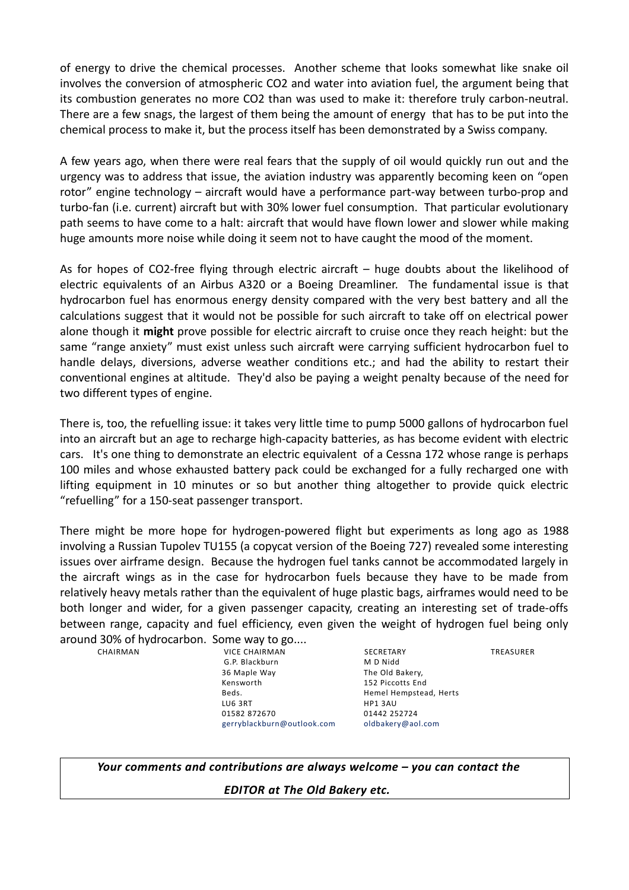of energy to drive the chemical processes. Another scheme that looks somewhat like snake oil involves the conversion of atmospheric $CO_2$ and water into aviation fuel, the argument being that its combustion generates no more $CO_2$ than was used to make it: therefore truly carbon-neutral. There are a few snags, the largest of them being the amount of energy that has to be put into the chemical process to make it, but the process itself has been demonstrated by a Swiss company.

A few years ago, when there were real fears that the supply of oil would quickly run out and the urgency was to address that issue, the aviation industry was apparently becoming keen on "open rotor" engine technology – aircraft would have a performance part-way between turbo-prop and turbo-fan (i.e. current) aircraft but with 30% lower fuel consumption. That particular evolutionary path seems to have come to a halt: aircraft that would have flown lower and slower while making huge amounts more noise while doing it seem not to have caught the mood of the moment.

As for hopes of $CO_2$-free flying through electric aircraft – huge doubts about the likelihood of electric equivalents of an Airbus A320 or a Boeing Dreamliner. The fundamental issue is that hydrocarbon fuel has enormous energy density compared with the very best battery and all the calculations suggest that it would not be possible for such aircraft to take off on electrical power alone though it **might** prove possible for electric aircraft to cruise once they reach height: but the same "range anxiety" must exist unless such aircraft were carrying sufficient hydrocarbon fuel to handle delays, diversions, adverse weather conditions etc.; and had the ability to restart their conventional engines at altitude. They'd also be paying a weight penalty because of the need for two different types of engine.

There is, too, the refuelling issue: it takes very little time to pump 5000 gallons of hydrocarbon fuel into an aircraft but an age to recharge high-capacity batteries, as has become evident with electric cars. It's one thing to demonstrate an electric equivalent of a Cessna 172 whose range is perhaps 100 miles and whose exhausted battery pack could be exchanged for a fully recharged one with lifting equipment in 10 minutes or so but another thing altogether to provide quick electric "refuelling" for a 150-seat passenger transport.

There might be more hope for hydrogen-powered flight but experiments as long ago as 1988 involving a Russian Tupolev TU155 (a copycat version of the Boeing 727) revealed some interesting issues over airframe design. Because the hydrogen fuel tanks cannot be accommodated largely in the aircraft wings as in the case for hydrocarbon fuels because they have to be made from relatively heavy metals rather than the equivalent of huge plastic bags, airframes would need to be both longer and wider, for a given passenger capacity, creating an interesting set of trade-offs between range, capacity and fuel efficiency, even given the weight of hydrogen fuel being only around 30% of hydrocarbon. Some way to go....

| CHAIRMAN | VICE CHAIRMAN | SECRETARY | TREASURER |
|---|---|---|---|
| | G.P. Blackburn | M D Nidd | |
| | 36 Maple Way | The Old Bakery, | |
| | Kensworth | 152 Piccotts End | |
| | Beds. | Hemel Hempstead, Herts | |
| | LU6 3RT | HP1 3AU | |
| | 01582 872670 | 01442 252724 | |
| | gerryblackburn@outlook.com | oldbakery@aol.com | |

***Your comments and contributions are always welcome – you can contact the EDITOR at The Old Bakery etc.***